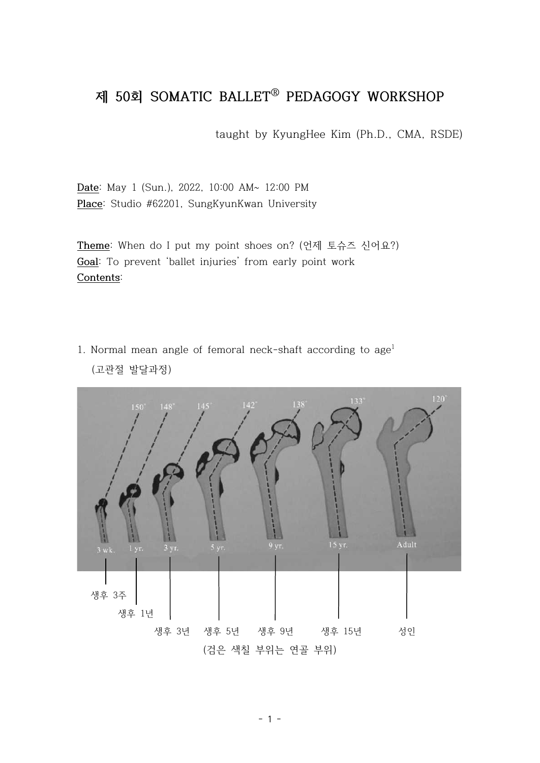# 제 50회 SOMATIC BALLET® PEDAGOGY WORKSHOP

taught by KyungHee Kim (Ph.D., CMA, RSDE)

**Date**: May 1 (Sun.), 2022, 10:00 AM~ 12:00 PM
**Place**: Studio #62201, SungKyunKwan University

**Theme**: When do I put my point shoes on? (언제 토슈즈 신어요?)
**Goal**: To prevent 'ballet injuries' from early point work
**Contents**:

1. Normal mean angle of femoral neck-shaft according to age[1]
   (고관절 발달과정)

150° 148° 145° 142° 138° 133° 120°

3 wk. 1 yr. 3 yr. 5 yr. 9 yr. 15 yr. Adult

생후 3주 생후 1년 생후 3년 생후 5년 생후 9년 생후 15년 성인

(검은 색칠 부위는 연골 부위)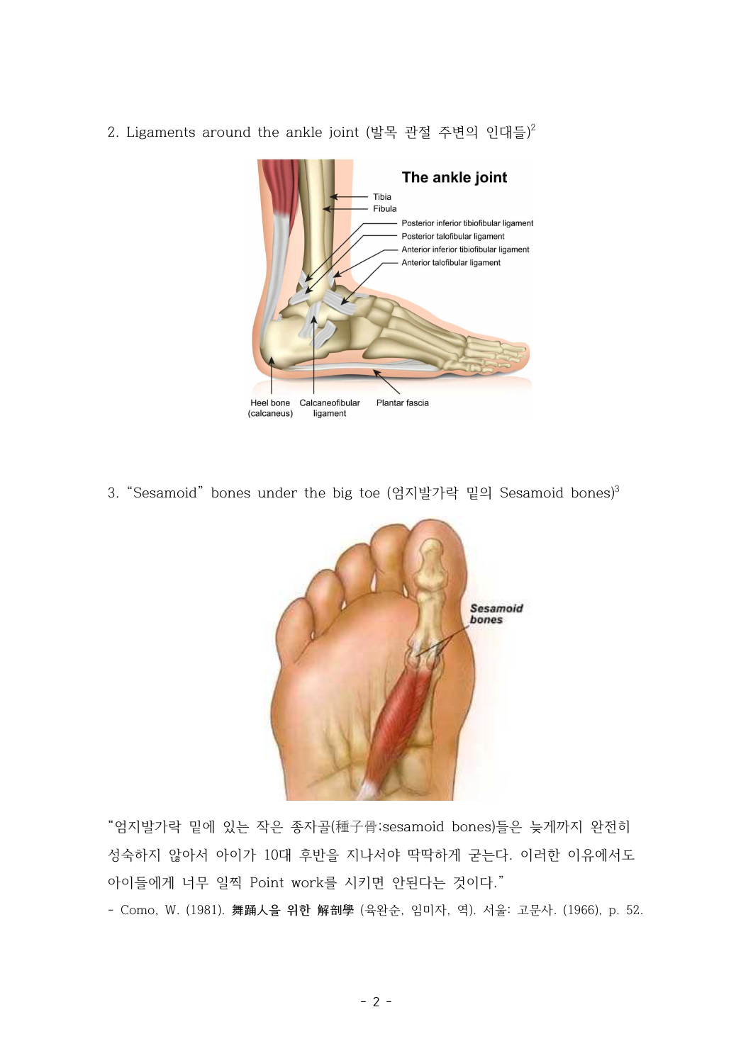2. Ligaments around the ankle joint (발목 관절 주변의 인대들)[2]

3. "Sesamoid" bones under the big toe (엄지발가락 밑의 Sesamoid bones)[3]

"엄지발가락 밑에 있는 작은 종자골(種子骨;sesamoid bones)들은 늦게까지 완전히 성숙하지 않아서 아이가 10대 후반을 지나서야 딱딱하게 굳는다. 이러한 이유에서도 아이들에게 너무 일찍 Point work를 시키면 안된다는 것이다."

- Como, W. (1981). **舞踊人을 위한 解剖學** (육완순, 임미자, 역). 서울: 고문사. (1966), p. 52.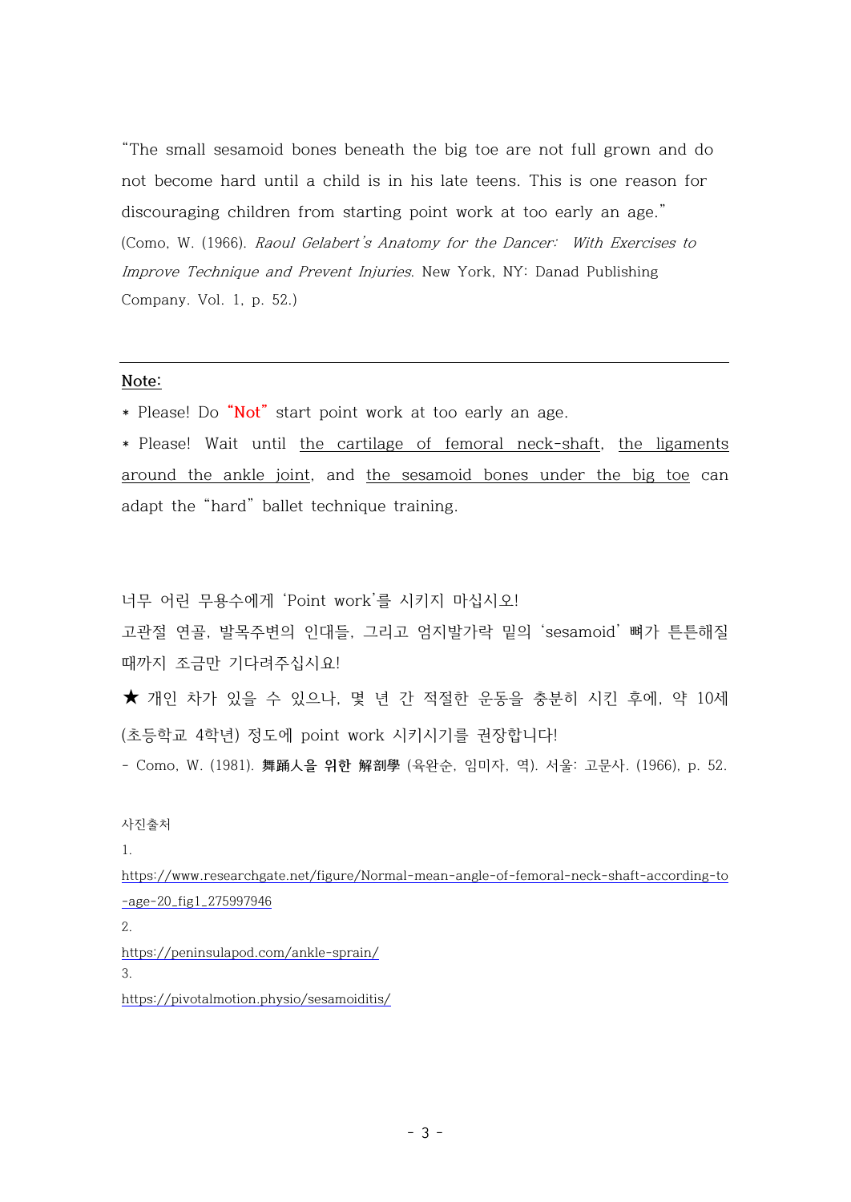"The small sesamoid bones beneath the big toe are not full grown and do not become hard until a child is in his late teens. This is one reason for discouraging children from starting point work at too early an age."
(Como, W. (1966). *Raoul Gelabert's Anatomy for the Dancer: With Exercises to Improve Technique and Prevent Injuries*. New York, NY: Danad Publishing Company. Vol. 1, p. 52.)

---

**Note:**

* Please! Do **"Not"** start point work at too early an age.
* Please! Wait until the cartilage of femoral neck-shaft, the ligaments around the ankle joint, and the sesamoid bones under the big toe can adapt the "hard" ballet technique training.

너무 어린 무용수에게 'Point work'를 시키지 마십시오!
고관절 연골, 발목주변의 인대들, 그리고 엄지발가락 밑의 'sesamoid' 뼈가 튼튼해질 때까지 조금만 기다려주십시요!

★ 개인 차가 있을 수 있으나, 몇 년 간 적절한 운동을 충분히 시킨 후에, 약 10세(초등학교 4학년) 정도에 point work 시키시기를 권장합니다!

- Como, W. (1981). **舞踊人을 위한 解剖學** (육완순, 임미자, 역). 서울: 고문사. (1966), p. 52.

사진출처

1.
https://www.researchgate.net/figure/Normal-mean-angle-of-femoral-neck-shaft-according-to-age-20_fig1_275997946

2.
https://peninsulapod.com/ankle-sprain/

3.
https://pivotalmotion.physio/sesamoiditis/